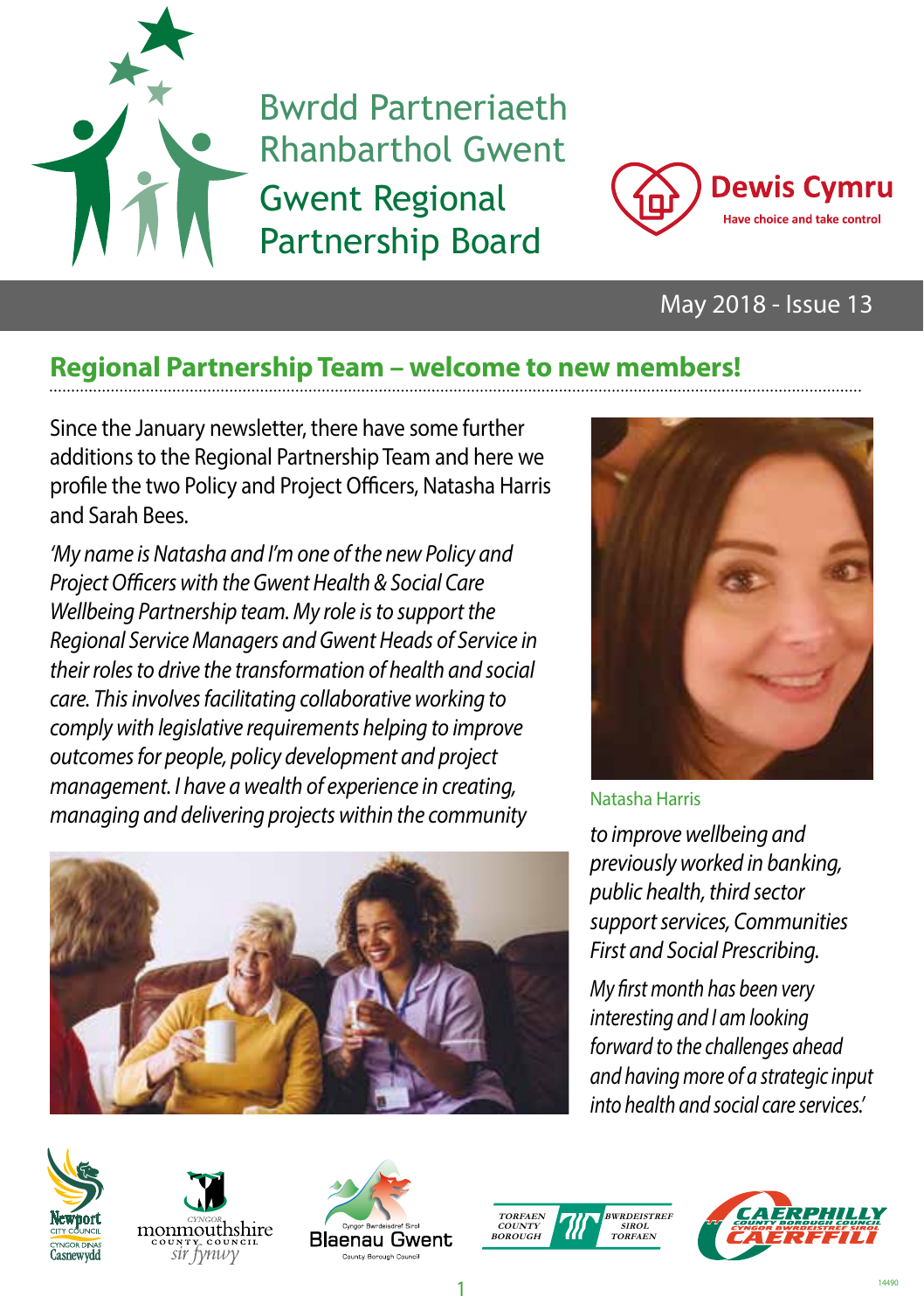# Bwrdd Partneriaeth Rhanbarthol Gwent

# Gwent Regional Partnership Board

Dewis Cymru
Have choice and take control

May 2018 - Issue 13

## Regional Partnership Team – welcome to new members!

Since the January newsletter, there have some further additions to the Regional Partnership Team and here we profile the two Policy and Project Officers, Natasha Harris and Sarah Bees.

*'My name is Natasha and I'm one of the new Policy and Project Officers with the Gwent Health & Social Care Wellbeing Partnership team. My role is to support the Regional Service Managers and Gwent Heads of Service in their roles to drive the transformation of health and social care. This involves facilitating collaborative working to comply with legislative requirements helping to improve outcomes for people, policy development and project management. I have a wealth of experience in creating, managing and delivering projects within the community to improve wellbeing and previously worked in banking, public health, third sector support services, Communities First and Social Prescribing.*

*My first month has been very interesting and I am looking forward to the challenges ahead and having more of a strategic input into health and social care services.'*

Natasha Harris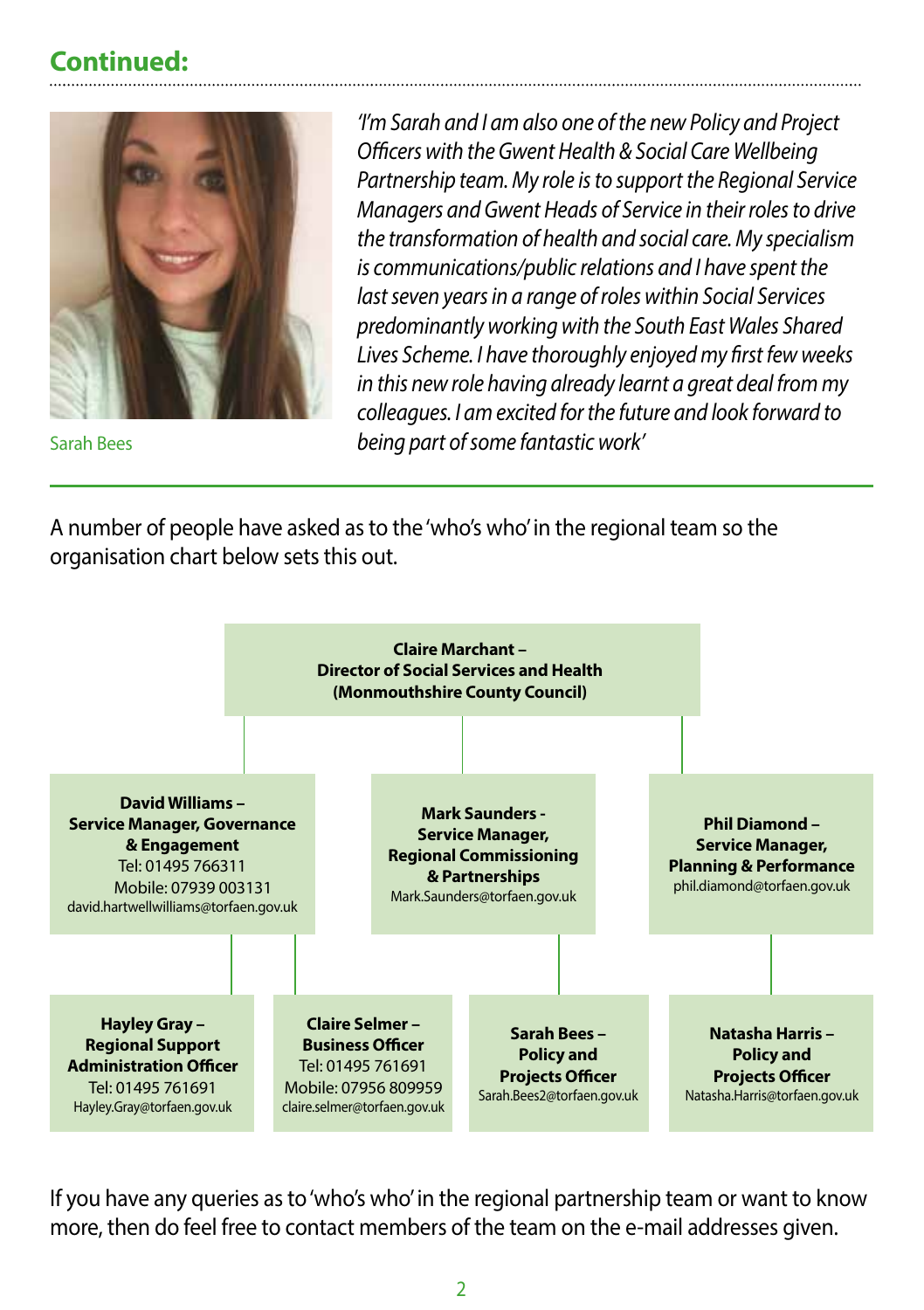## Continued:

Sarah Bees

*'I'm Sarah and I am also one of the new Policy and Project Officers with the Gwent Health & Social Care Wellbeing Partnership team. My role is to support the Regional Service Managers and Gwent Heads of Service in their roles to drive the transformation of health and social care. My specialism is communications/public relations and I have spent the last seven years in a range of roles within Social Services predominantly working with the South East Wales Shared Lives Scheme. I have thoroughly enjoyed my first few weeks in this new role having already learnt a great deal from my colleagues. I am excited for the future and look forward to being part of some fantastic work'*

A number of people have asked as to the 'who's who' in the regional team so the organisation chart below sets this out.

**Claire Marchant – Director of Social Services and Health (Monmouthshire County Council)**

**David Williams – Service Manager, Governance & Engagement**
Tel: 01495 766311
Mobile: 07939 003131
david.hartwellwilliams@torfaen.gov.uk

**Mark Saunders - Service Manager, Regional Commissioning & Partnerships**
Mark.Saunders@torfaen.gov.uk

**Phil Diamond – Service Manager, Planning & Performance**
phil.diamond@torfaen.gov.uk

**Hayley Gray – Regional Support Administration Officer**
Tel: 01495 761691
Hayley.Gray@torfaen.gov.uk

**Claire Selmer – Business Officer**
Tel: 01495 761691
Mobile: 07956 809959
claire.selmer@torfaen.gov.uk

**Sarah Bees – Policy and Projects Officer**
Sarah.Bees2@torfaen.gov.uk

**Natasha Harris – Policy and Projects Officer**
Natasha.Harris@torfaen.gov.uk

If you have any queries as to 'who's who' in the regional partnership team or want to know more, then do feel free to contact members of the team on the e-mail addresses given.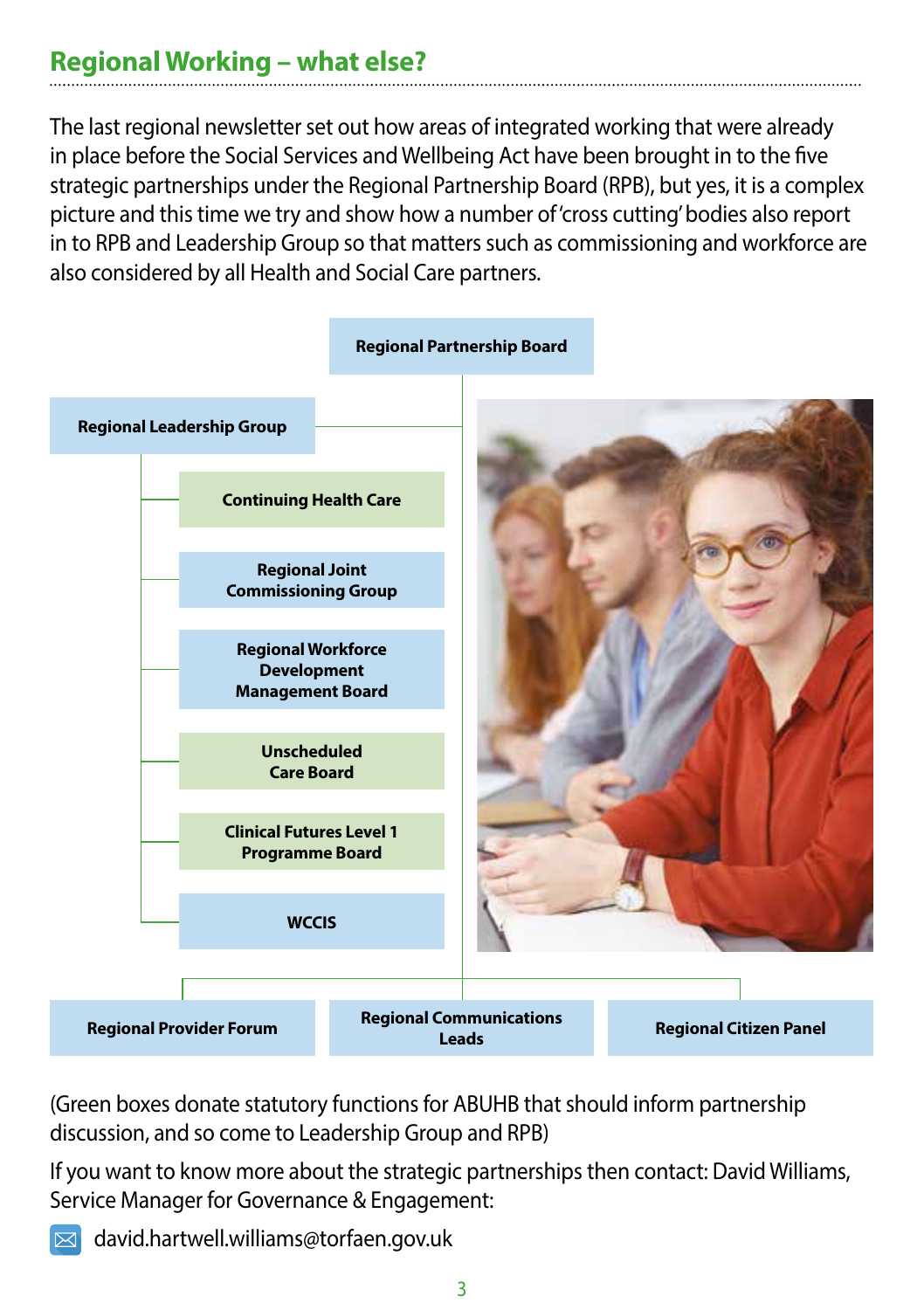## Regional Working – what else?

The last regional newsletter set out how areas of integrated working that were already in place before the Social Services and Wellbeing Act have been brought in to the five strategic partnerships under the Regional Partnership Board (RPB), but yes, it is a complex picture and this time we try and show how a number of 'cross cutting' bodies also report in to RPB and Leadership Group so that matters such as commissioning and workforce are also considered by all Health and Social Care partners.

**Regional Partnership Board**

**Regional Leadership Group**

- **Continuing Health Care**
- **Regional Joint Commissioning Group**
- **Regional Workforce Development Management Board**
- **Unscheduled Care Board**
- **Clinical Futures Level 1 Programme Board**
- **WCCIS**

**Regional Provider Forum** | **Regional Communications Leads** | **Regional Citizen Panel**

(Green boxes donate statutory functions for ABUHB that should inform partnership discussion, and so come to Leadership Group and RPB)

If you want to know more about the strategic partnerships then contact: David Williams, Service Manager for Governance & Engagement:

david.hartwell.williams@torfaen.gov.uk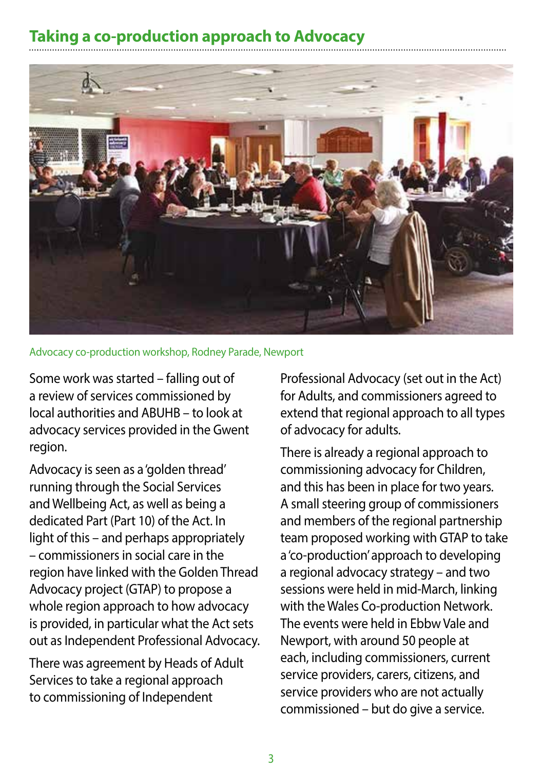## Taking a co-production approach to Advocacy

Advocacy co-production workshop, Rodney Parade, Newport

Some work was started – falling out of a review of services commissioned by local authorities and ABUHB – to look at advocacy services provided in the Gwent region.

Advocacy is seen as a 'golden thread' running through the Social Services and Wellbeing Act, as well as being a dedicated Part (Part 10) of the Act. In light of this – and perhaps appropriately – commissioners in social care in the region have linked with the Golden Thread Advocacy project (GTAP) to propose a whole region approach to how advocacy is provided, in particular what the Act sets out as Independent Professional Advocacy.

There was agreement by Heads of Adult Services to take a regional approach to commissioning of Independent Professional Advocacy (set out in the Act) for Adults, and commissioners agreed to extend that regional approach to all types of advocacy for adults.

There is already a regional approach to commissioning advocacy for Children, and this has been in place for two years. A small steering group of commissioners and members of the regional partnership team proposed working with GTAP to take a 'co-production' approach to developing a regional advocacy strategy – and two sessions were held in mid-March, linking with the Wales Co-production Network. The events were held in Ebbw Vale and Newport, with around 50 people at each, including commissioners, current service providers, carers, citizens, and service providers who are not actually commissioned – but do give a service.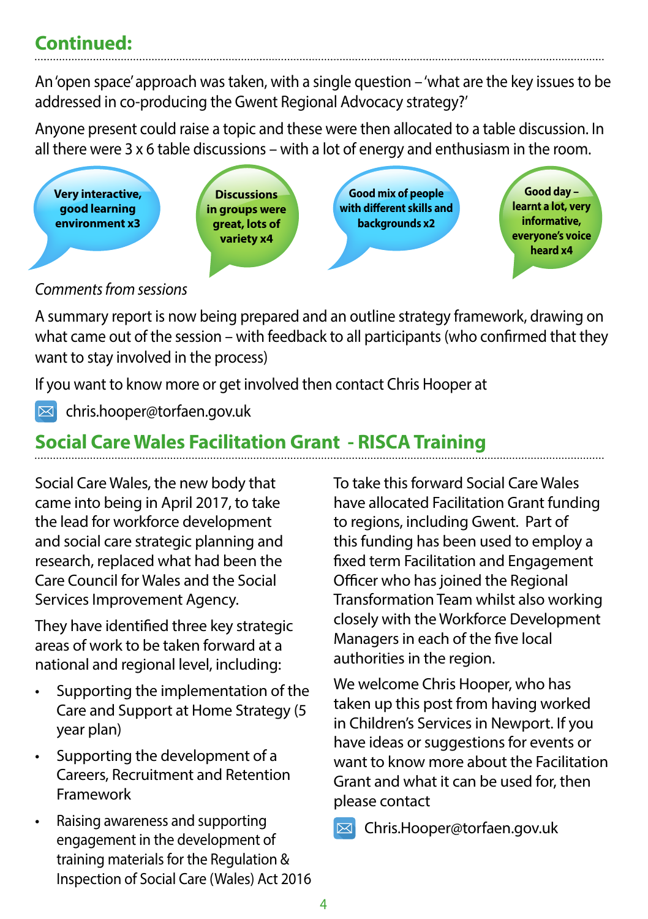## Continued:

An 'open space' approach was taken, with a single question – 'what are the key issues to be addressed in co-producing the Gwent Regional Advocacy strategy?'

Anyone present could raise a topic and these were then allocated to a table discussion. In all there were 3 x 6 table discussions – with a lot of energy and enthusiasm in the room.

**Very interactive, good learning environment x3**

**Discussions in groups were great, lots of variety x4**

**Good mix of people with different skills and backgrounds x2**

**Good day – learnt a lot, very informative, everyone's voice heard x4**

*Comments from sessions*

A summary report is now being prepared and an outline strategy framework, drawing on what came out of the session – with feedback to all participants (who confirmed that they want to stay involved in the process)

If you want to know more or get involved then contact Chris Hooper at

chris.hooper@torfaen.gov.uk

## Social Care Wales Facilitation Grant - RISCA Training

Social Care Wales, the new body that came into being in April 2017, to take the lead for workforce development and social care strategic planning and research, replaced what had been the Care Council for Wales and the Social Services Improvement Agency.

They have identified three key strategic areas of work to be taken forward at a national and regional level, including:

- Supporting the implementation of the Care and Support at Home Strategy (5 year plan)
- Supporting the development of a Careers, Recruitment and Retention Framework
- Raising awareness and supporting engagement in the development of training materials for the Regulation & Inspection of Social Care (Wales) Act 2016

To take this forward Social Care Wales have allocated Facilitation Grant funding to regions, including Gwent. Part of this funding has been used to employ a fixed term Facilitation and Engagement Officer who has joined the Regional Transformation Team whilst also working closely with the Workforce Development Managers in each of the five local authorities in the region.

We welcome Chris Hooper, who has taken up this post from having worked in Children's Services in Newport. If you have ideas or suggestions for events or want to know more about the Facilitation Grant and what it can be used for, then please contact

Chris.Hooper@torfaen.gov.uk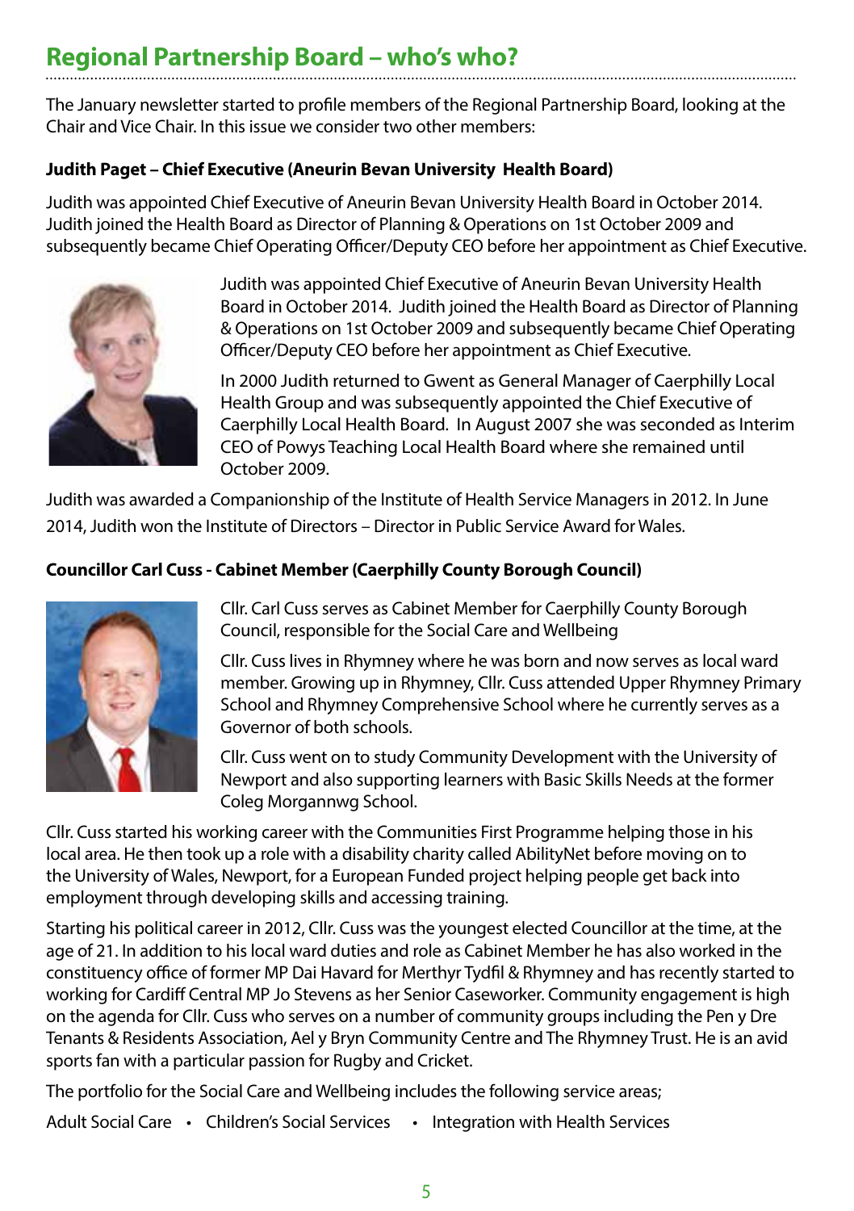## Regional Partnership Board – who's who?

The January newsletter started to profile members of the Regional Partnership Board, looking at the Chair and Vice Chair. In this issue we consider two other members:

**Judith Paget – Chief Executive (Aneurin Bevan University Health Board)**

Judith was appointed Chief Executive of Aneurin Bevan University Health Board in October 2014. Judith joined the Health Board as Director of Planning & Operations on 1st October 2009 and subsequently became Chief Operating Officer/Deputy CEO before her appointment as Chief Executive.

Judith was appointed Chief Executive of Aneurin Bevan University Health Board in October 2014. Judith joined the Health Board as Director of Planning & Operations on 1st October 2009 and subsequently became Chief Operating Officer/Deputy CEO before her appointment as Chief Executive.

In 2000 Judith returned to Gwent as General Manager of Caerphilly Local Health Group and was subsequently appointed the Chief Executive of Caerphilly Local Health Board. In August 2007 she was seconded as Interim CEO of Powys Teaching Local Health Board where she remained until October 2009.

Judith was awarded a Companionship of the Institute of Health Service Managers in 2012. In June 2014, Judith won the Institute of Directors – Director in Public Service Award for Wales.

**Councillor Carl Cuss - Cabinet Member (Caerphilly County Borough Council)**

Cllr. Carl Cuss serves as Cabinet Member for Caerphilly County Borough Council, responsible for the Social Care and Wellbeing

Cllr. Cuss lives in Rhymney where he was born and now serves as local ward member. Growing up in Rhymney, Cllr. Cuss attended Upper Rhymney Primary School and Rhymney Comprehensive School where he currently serves as a Governor of both schools.

Cllr. Cuss went on to study Community Development with the University of Newport and also supporting learners with Basic Skills Needs at the former Coleg Morgannwg School.

Cllr. Cuss started his working career with the Communities First Programme helping those in his local area. He then took up a role with a disability charity called AbilityNet before moving on to the University of Wales, Newport, for a European Funded project helping people get back into employment through developing skills and accessing training.

Starting his political career in 2012, Cllr. Cuss was the youngest elected Councillor at the time, at the age of 21. In addition to his local ward duties and role as Cabinet Member he has also worked in the constituency office of former MP Dai Havard for Merthyr Tydfil & Rhymney and has recently started to working for Cardiff Central MP Jo Stevens as her Senior Caseworker. Community engagement is high on the agenda for Cllr. Cuss who serves on a number of community groups including the Pen y Dre Tenants & Residents Association, Ael y Bryn Community Centre and The Rhymney Trust. He is an avid sports fan with a particular passion for Rugby and Cricket.

The portfolio for the Social Care and Wellbeing includes the following service areas;

- Adult Social Care
- Children's Social Services
- Integration with Health Services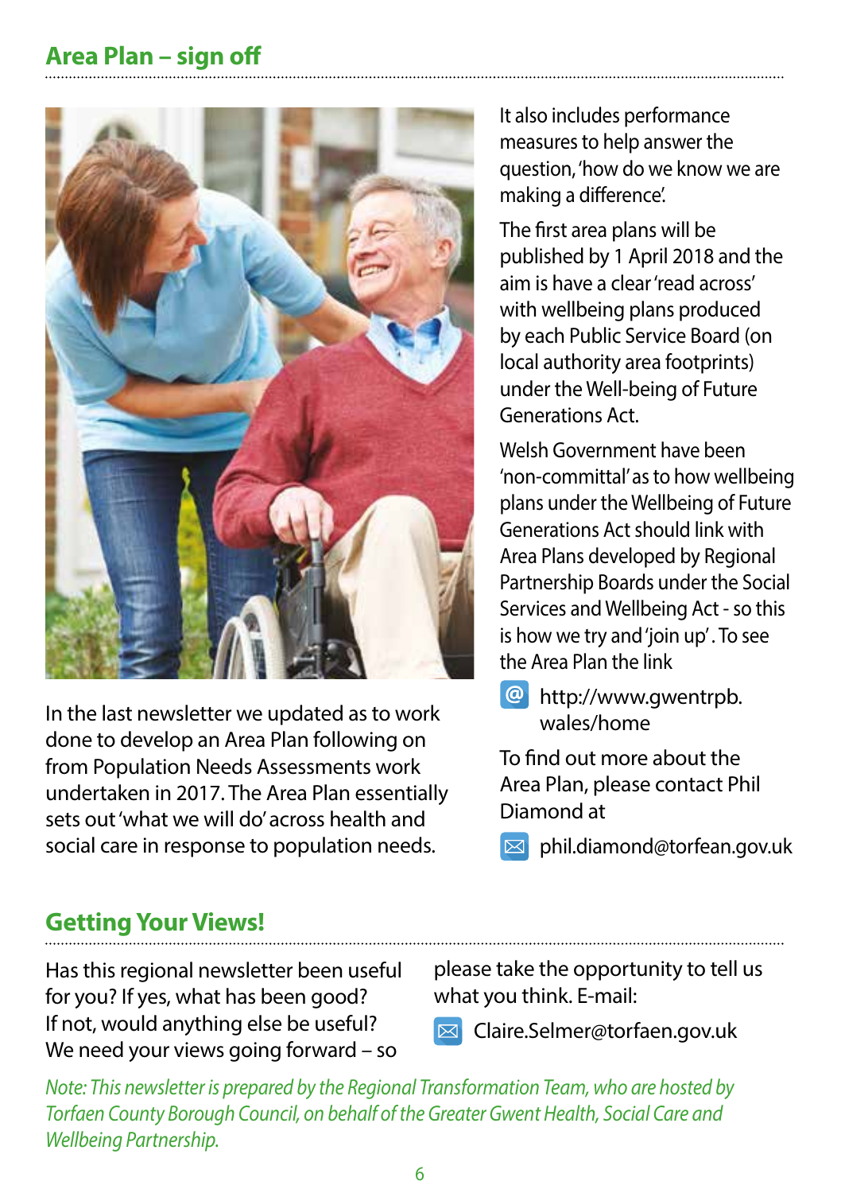## Area Plan – sign off

In the last newsletter we updated as to work done to develop an Area Plan following on from Population Needs Assessments work undertaken in 2017. The Area Plan essentially sets out 'what we will do' across health and social care in response to population needs.

It also includes performance measures to help answer the question, 'how do we know we are making a difference'.

The first area plans will be published by 1 April 2018 and the aim is have a clear 'read across' with wellbeing plans produced by each Public Service Board (on local authority area footprints) under the Well-being of Future Generations Act.

Welsh Government have been 'non-committal' as to how wellbeing plans under the Wellbeing of Future Generations Act should link with Area Plans developed by Regional Partnership Boards under the Social Services and Wellbeing Act - so this is how we try and 'join up'. To see the Area Plan the link

http://www.gwentrpb.wales/home

To find out more about the Area Plan, please contact Phil Diamond at

phil.diamond@torfean.gov.uk

## Getting Your Views!

Has this regional newsletter been useful for you? If yes, what has been good? If not, would anything else be useful? We need your views going forward – so please take the opportunity to tell us what you think. E-mail:

Claire.Selmer@torfaen.gov.uk

*Note: This newsletter is prepared by the Regional Transformation Team, who are hosted by Torfaen County Borough Council, on behalf of the Greater Gwent Health, Social Care and Wellbeing Partnership.*